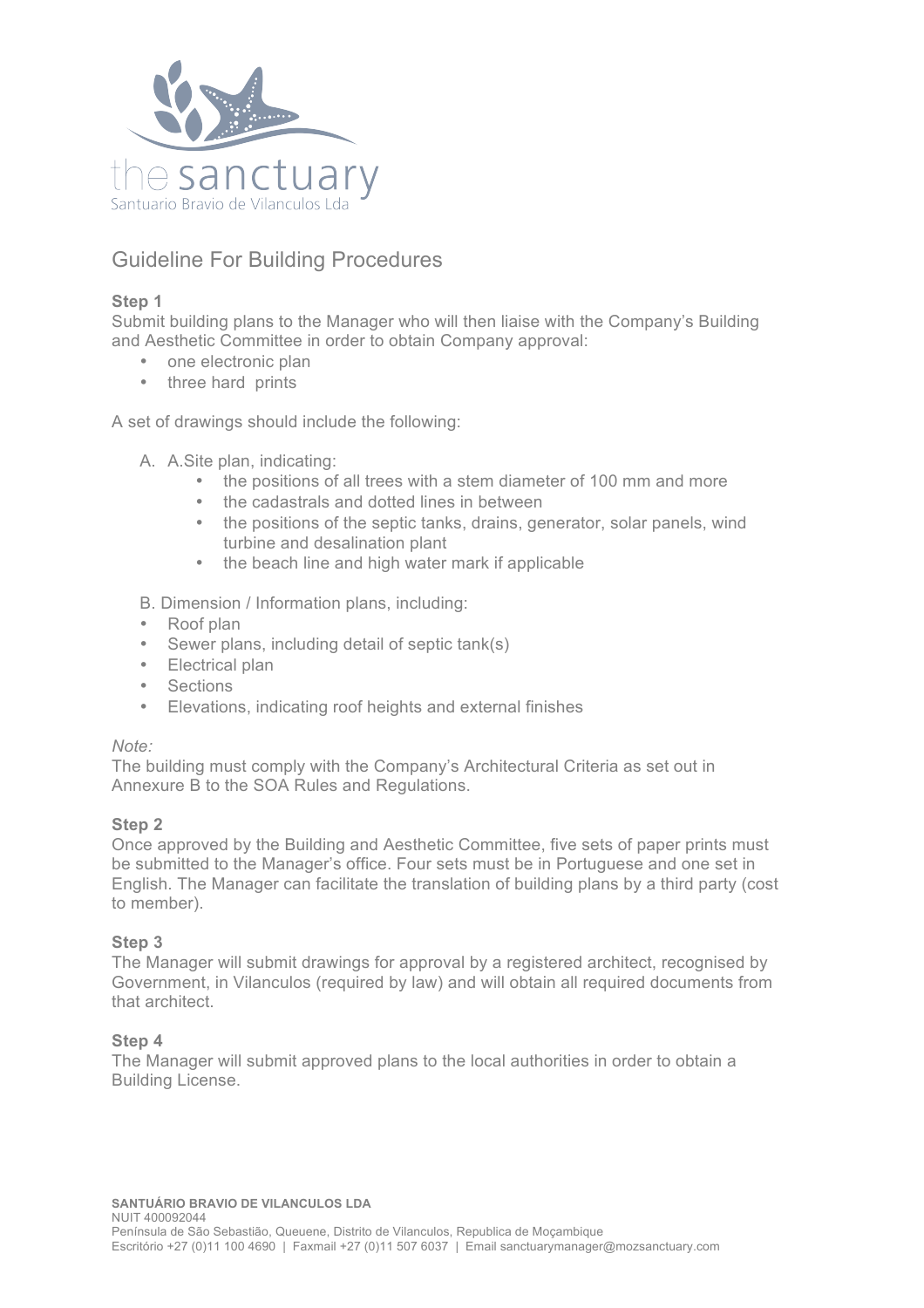the sanctuary

Santuario Bravio de Vilanculos Lda

# Guideline For Building Procedures

**Step 1**

Submit building plans to the Manager who will then liaise with the Company's Building and Aesthetic Committee in order to obtain Company approval:

- one electronic plan
- three hard prints

A set of drawings should include the following:

A. A.Site plan, indicating:
   - the positions of all trees with a stem diameter of 100 mm and more
   - the cadastrals and dotted lines in between
   - the positions of the septic tanks, drains, generator, solar panels, wind turbine and desalination plant
   - the beach line and high water mark if applicable

B. Dimension / Information plans, including:

- Roof plan
- Sewer plans, including detail of septic tank(s)
- Electrical plan
- Sections
- Elevations, indicating roof heights and external finishes

*Note:*

The building must comply with the Company's Architectural Criteria as set out in Annexure B to the SOA Rules and Regulations.

**Step 2**

Once approved by the Building and Aesthetic Committee, five sets of paper prints must be submitted to the Manager's office. Four sets must be in Portuguese and one set in English. The Manager can facilitate the translation of building plans by a third party (cost to member).

**Step 3**

The Manager will submit drawings for approval by a registered architect, recognised by Government, in Vilanculos (required by law) and will obtain all required documents from that architect.

**Step 4**

The Manager will submit approved plans to the local authorities in order to obtain a Building License.

**SANTUÁRIO BRAVIO DE VILANCULOS LDA**
NUIT 400092044
Península de São Sebastião, Queuene, Distrito de Vilanculos, Republica de Moçambique
Escritório +27 (0)11 100 4690 | Faxmail +27 (0)11 507 6037 | Email sanctuarymanager@mozsanctuary.com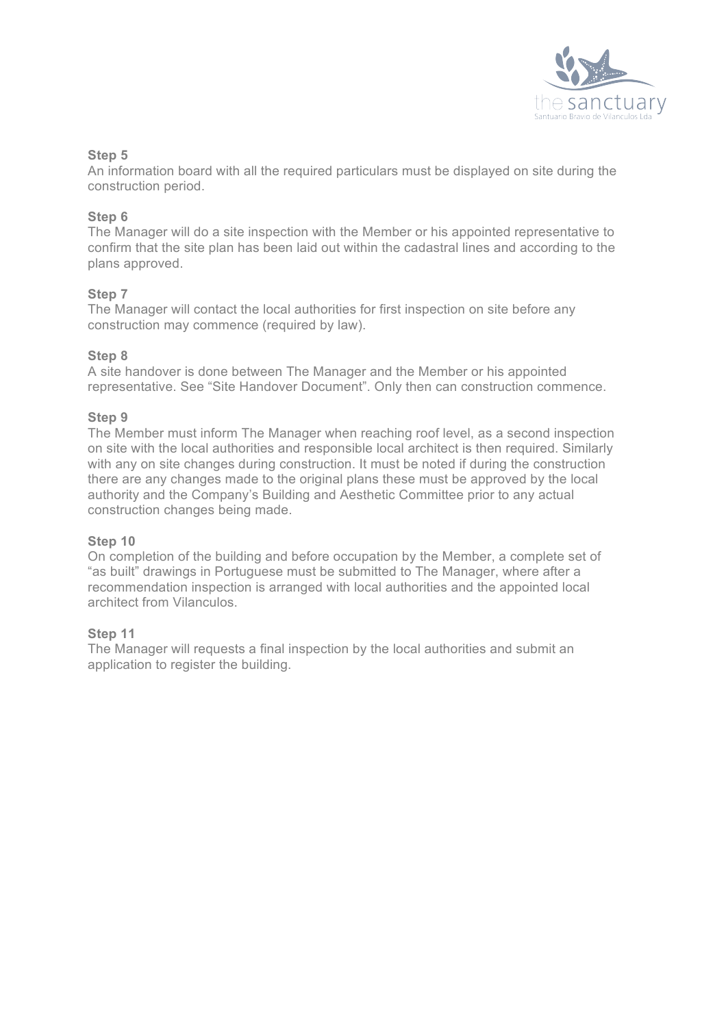**Step 5**

An information board with all the required particulars must be displayed on site during the construction period.

**Step 6**

The Manager will do a site inspection with the Member or his appointed representative to confirm that the site plan has been laid out within the cadastral lines and according to the plans approved.

**Step 7**

The Manager will contact the local authorities for first inspection on site before any construction may commence (required by law).

**Step 8**

A site handover is done between The Manager and the Member or his appointed representative. See "Site Handover Document". Only then can construction commence.

**Step 9**

The Member must inform The Manager when reaching roof level, as a second inspection on site with the local authorities and responsible local architect is then required. Similarly with any on site changes during construction. It must be noted if during the construction there are any changes made to the original plans these must be approved by the local authority and the Company's Building and Aesthetic Committee prior to any actual construction changes being made.

**Step 10**

On completion of the building and before occupation by the Member, a complete set of "as built" drawings in Portuguese must be submitted to The Manager, where after a recommendation inspection is arranged with local authorities and the appointed local architect from Vilanculos.

**Step 11**

The Manager will requests a final inspection by the local authorities and submit an application to register the building.